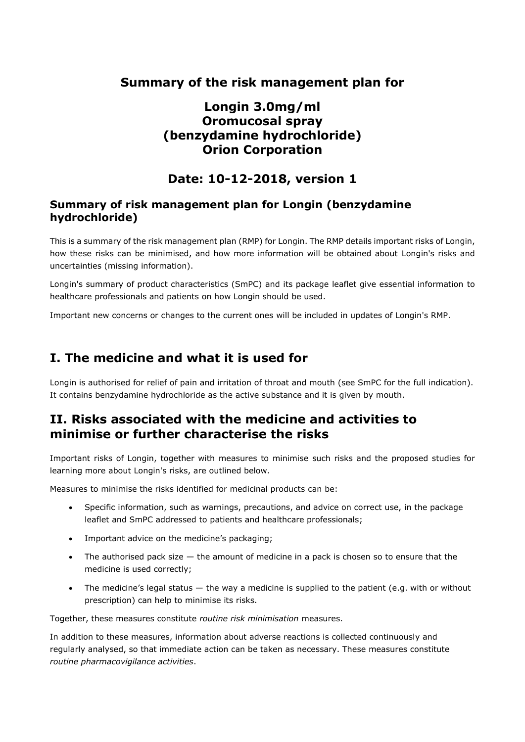# Summary of the risk management plan for

# Longin 3.0mg/ml Oromucosal spray (benzydamine hydrochloride) Orion Corporation

## Date: 10-12-2018, version 1

### Summary of risk management plan for Longin (benzydamine hydrochloride)

This is a summary of the risk management plan (RMP) for Longin. The RMP details important risks of Longin, how these risks can be minimised, and how more information will be obtained about Longin's risks and uncertainties (missing information).

Longin's summary of product characteristics (SmPC) and its package leaflet give essential information to healthcare professionals and patients on how Longin should be used.

Important new concerns or changes to the current ones will be included in updates of Longin's RMP.

## I. The medicine and what it is used for

Longin is authorised for relief of pain and irritation of throat and mouth (see SmPC for the full indication). It contains benzydamine hydrochloride as the active substance and it is given by mouth.

## II. Risks associated with the medicine and activities to minimise or further characterise the risks

Important risks of Longin, together with measures to minimise such risks and the proposed studies for learning more about Longin's risks, are outlined below.

Measures to minimise the risks identified for medicinal products can be:

- Specific information, such as warnings, precautions, and advice on correct use, in the package leaflet and SmPC addressed to patients and healthcare professionals;
- Important advice on the medicine's packaging;
- The authorised pack size — the amount of medicine in a pack is chosen so to ensure that the medicine is used correctly;
- The medicine's legal status — the way a medicine is supplied to the patient (e.g. with or without prescription) can help to minimise its risks.

Together, these measures constitute *routine risk minimisation* measures.

In addition to these measures, information about adverse reactions is collected continuously and regularly analysed, so that immediate action can be taken as necessary. These measures constitute *routine pharmacovigilance activities*.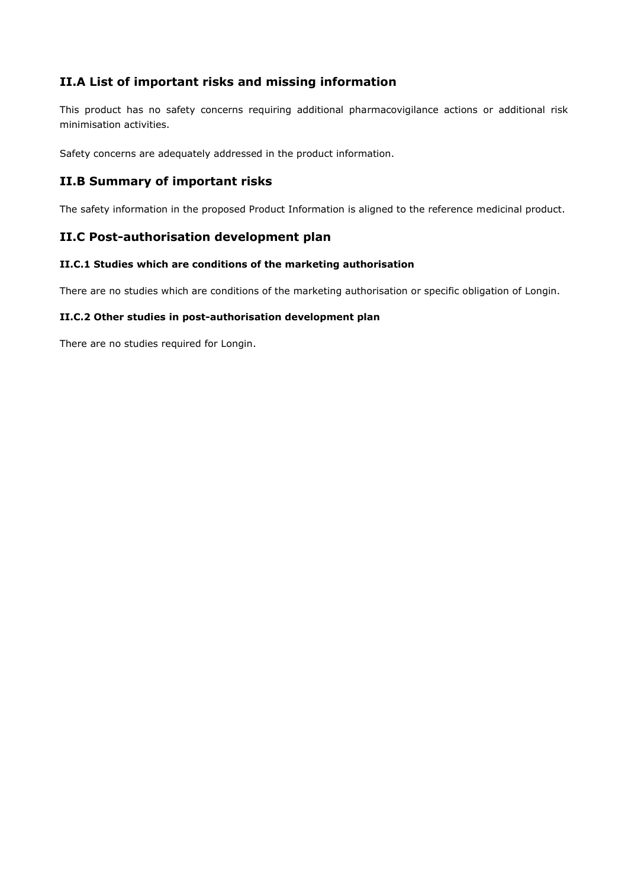## II.A List of important risks and missing information

This product has no safety concerns requiring additional pharmacovigilance actions or additional risk minimisation activities.

Safety concerns are adequately addressed in the product information.

## II.B Summary of important risks

The safety information in the proposed Product Information is aligned to the reference medicinal product.

## II.C Post-authorisation development plan

### II.C.1 Studies which are conditions of the marketing authorisation

There are no studies which are conditions of the marketing authorisation or specific obligation of Longin.

### II.C.2 Other studies in post-authorisation development plan

There are no studies required for Longin.